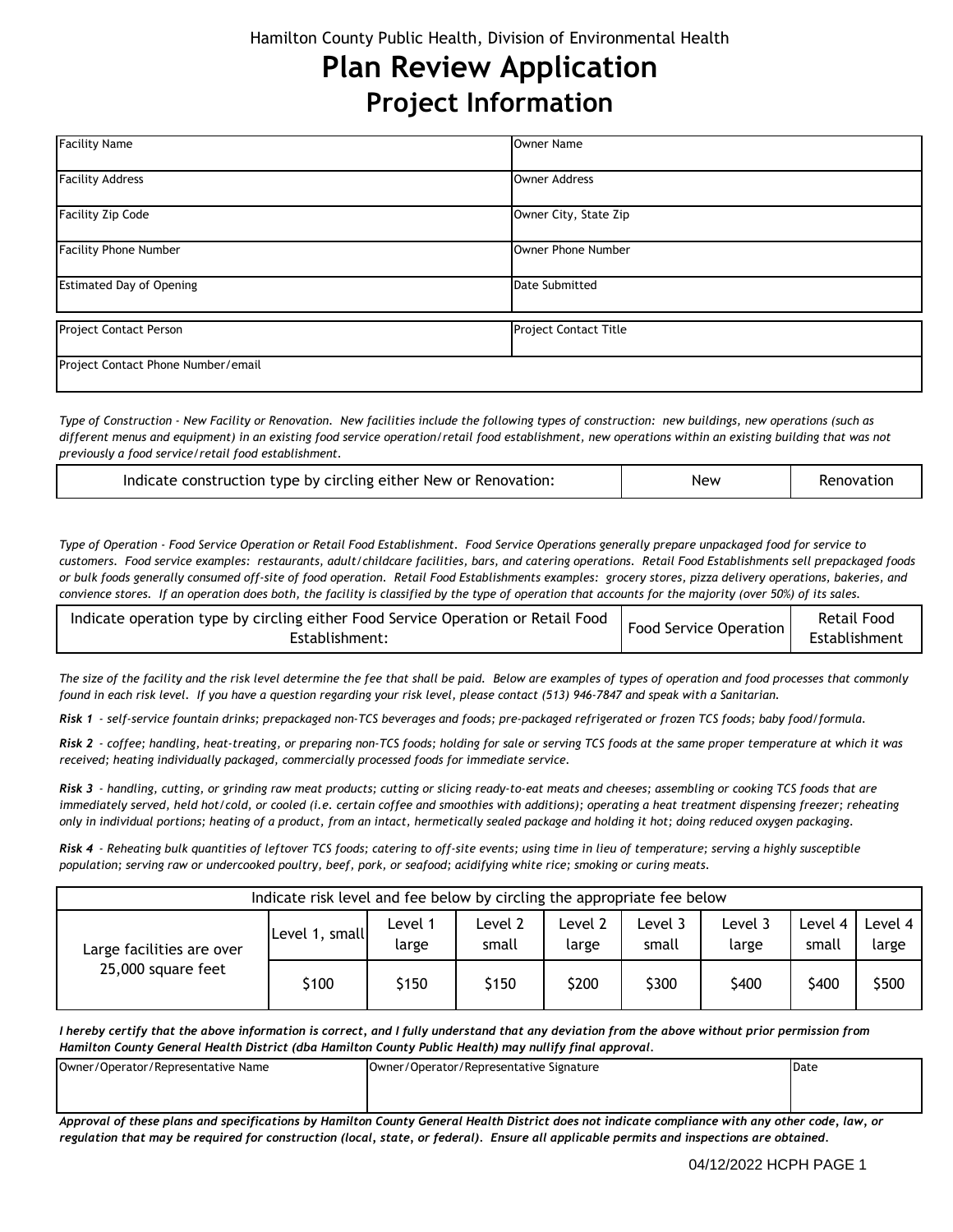Hamilton County Public Health, Division of Environmental Health

# Plan Review Application

## Project Information

| Facility Name | Owner Name |
|---|---|
| Facility Address | Owner Address |
| Facility Zip Code | Owner City, State Zip |
| Facility Phone Number | Owner Phone Number |
| Estimated Day of Opening | Date Submitted |

| Project Contact Person | Project Contact Title |
|---|---|
| Project Contact Phone Number/email | |

*Type of Construction - New Facility or Renovation. New facilities include the following types of construction: new buildings, new operations (such as different menus and equipment) in an existing food service operation/retail food establishment, new operations within an existing building that was not previously a food service/retail food establishment.*

| Indicate construction type by circling either New or Renovation: | New | Renovation |
|---|---|---|

*Type of Operation - Food Service Operation or Retail Food Establishment. Food Service Operations generally prepare unpackaged food for service to customers. Food service examples: restaurants, adult/childcare facilities, bars, and catering operations. Retail Food Establishments sell prepackaged foods or bulk foods generally consumed off-site of food operation. Retail Food Establishments examples: grocery stores, pizza delivery operations, bakeries, and convience stores. If an operation does both, the facility is classified by the type of operation that accounts for the majority (over 50%) of its sales.*

| Indicate operation type by circling either Food Service Operation or Retail Food Establishment: | Food Service Operation | Retail Food Establishment |
|---|---|---|

*The size of the facility and the risk level determine the fee that shall be paid. Below are examples of types of operation and food processes that commonly found in each risk level. If you have a question regarding your risk level, please contact (513) 946-7847 and speak with a Sanitarian.*

***Risk 1*** *- self-service fountain drinks; prepackaged non-TCS beverages and foods; pre-packaged refrigerated or frozen TCS foods; baby food/formula.*

***Risk 2*** *- coffee; handling, heat-treating, or preparing non-TCS foods; holding for sale or serving TCS foods at the same proper temperature at which it was received; heating individually packaged, commercially processed foods for immediate service.*

***Risk 3*** *- handling, cutting, or grinding raw meat products; cutting or slicing ready-to-eat meats and cheeses; assembling or cooking TCS foods that are immediately served, held hot/cold, or cooled (i.e. certain coffee and smoothies with additions); operating a heat treatment dispensing freezer; reheating only in individual portions; heating of a product, from an intact, hermetically sealed package and holding it hot; doing reduced oxygen packaging.*

***Risk 4*** *- Reheating bulk quantities of leftover TCS foods; catering to off-site events; using time in lieu of temperature; serving a highly susceptible population; serving raw or undercooked poultry, beef, pork, or seafood; acidifying white rice; smoking or curing meats.*

| Indicate risk level and fee below by circling the appropriate fee below | | | | | | | | |
|---|---|---|---|---|---|---|---|---|
| Large facilities are over 25,000 square feet | Level 1, small | Level 1 large | Level 2 small | Level 2 large | Level 3 small | Level 3 large | Level 4 small | Level 4 large |
| | $100 | $150 | $150 | $200 | $300 | $400 | $400 | $500 |

***I hereby certify that the above information is correct, and I fully understand that any deviation from the above without prior permission from Hamilton County General Health District (dba Hamilton County Public Health) may nullify final approval.***

| Owner/Operator/Representative Name | Owner/Operator/Representative Signature | Date |
|---|---|---|
| | | |

***Approval of these plans and specifications by Hamilton County General Health District does not indicate compliance with any other code, law, or regulation that may be required for construction (local, state, or federal). Ensure all applicable permits and inspections are obtained.***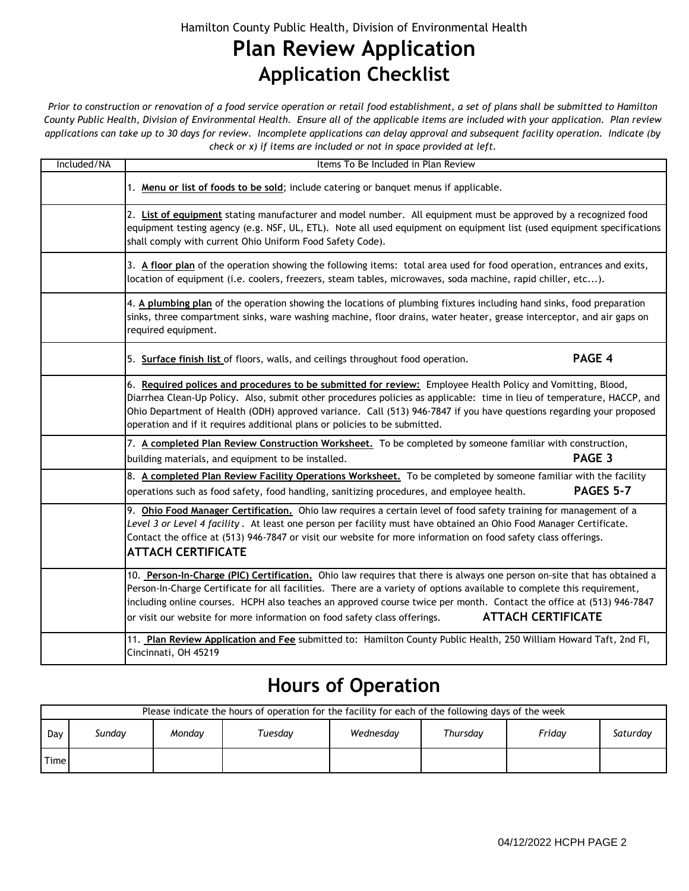Hamilton County Public Health, Division of Environmental Health

# Plan Review Application

## Application Checklist

*Prior to construction or renovation of a food service operation or retail food establishment, a set of plans shall be submitted to Hamilton County Public Health, Division of Environmental Health. Ensure all of the applicable items are included with your application. Plan review applications can take up to 30 days for review. Incomplete applications can delay approval and subsequent facility operation. Indicate (by check or x) if items are included or not in space provided at left.*

| Included/NA | Items To Be Included in Plan Review |
|---|---|
| | 1. **Menu or list of foods to be sold**; include catering or banquet menus if applicable. |
| | 2. **List of equipment** stating manufacturer and model number. All equipment must be approved by a recognized food equipment testing agency (e.g. NSF, UL, ETL). Note all used equipment on equipment list (used equipment specifications shall comply with current Ohio Uniform Food Safety Code). |
| | 3. **A floor plan** of the operation showing the following items: total area used for food operation, entrances and exits, location of equipment (i.e. coolers, freezers, steam tables, microwaves, soda machine, rapid chiller, etc...). |
| | 4. **A plumbing plan** of the operation showing the locations of plumbing fixtures including hand sinks, food preparation sinks, three compartment sinks, ware washing machine, floor drains, water heater, grease interceptor, and air gaps on required equipment. |
| | 5. **Surface finish list** of floors, walls, and ceilings throughout food operation. **PAGE 4** |
| | 6. **Required polices and procedures to be submitted for review:** Employee Health Policy and Vomitting, Blood, Diarrhea Clean-Up Policy. Also, submit other procedures policies as applicable: time in lieu of temperature, HACCP, and Ohio Department of Health (ODH) approved variance. Call (513) 946-7847 if you have questions regarding your proposed operation and if it requires additional plans or policies to be submitted. |
| | 7. **A completed Plan Review Construction Worksheet.** To be completed by someone familiar with construction, building materials, and equipment to be installed. **PAGE 3** |
| | 8. **A completed Plan Review Facility Operations Worksheet.** To be completed by someone familiar with the facility operations such as food safety, food handling, sanitizing procedures, and employee health. **PAGES 5-7** |
| | 9. **Ohio Food Manager Certification.** Ohio law requires a certain level of food safety training for management of a *Level 3 or Level 4 facility*. At least one person per facility must have obtained an Ohio Food Manager Certificate. Contact the office at (513) 946-7847 or visit our website for more information on food safety class offerings. **ATTACH CERTIFICATE** |
| | 10. **Person-In-Charge (PIC) Certification.** Ohio law requires that there is always one person on-site that has obtained a Person-In-Charge Certificate for all facilities. There are a variety of options available to complete this requirement, including online courses. HCPH also teaches an approved course twice per month. Contact the office at (513) 946-7847 or visit our website for more information on food safety class offerings. **ATTACH CERTIFICATE** |
| | 11. **Plan Review Application and Fee** submitted to: Hamilton County Public Health, 250 William Howard Taft, 2nd Fl, Cincinnati, OH 45219 |

# Hours of Operation

| Please indicate the hours of operation for the facility for each of the following days of the week | | | | | | | |
|---|---|---|---|---|---|---|---|
| Day | *Sunday* | *Monday* | *Tuesday* | *Wednesday* | *Thursday* | *Friday* | *Saturday* |
| Time | | | | | | | |

04/12/2022 HCPH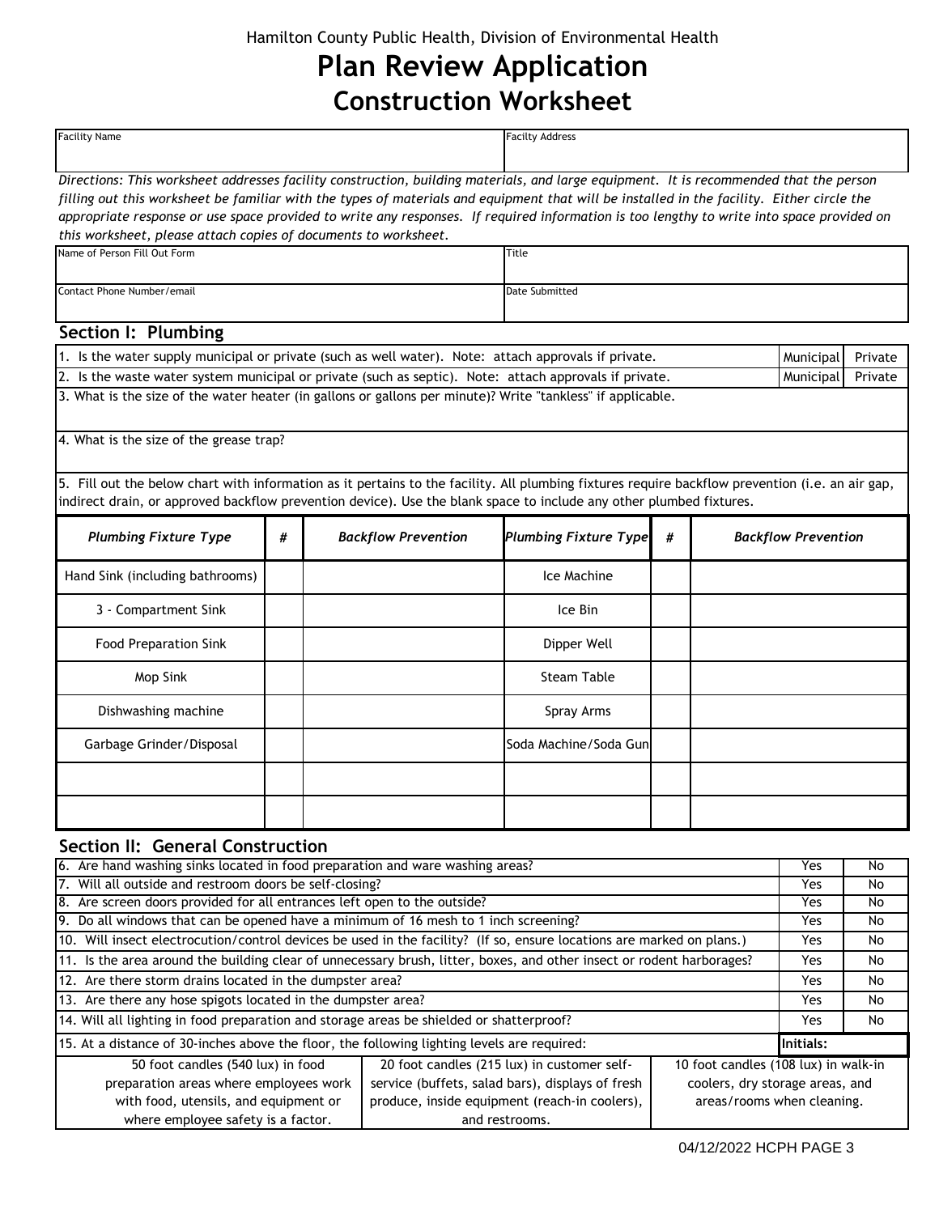Hamilton County Public Health, Division of Environmental Health

# Plan Review Application

## Construction Worksheet

| Facility Name | Facilty Address |
|---|---|
| | |

*Directions: This worksheet addresses facility construction, building materials, and large equipment. It is recommended that the person filling out this worksheet be familiar with the types of materials and equipment that will be installed in the facility. Either circle the appropriate response or use space provided to write any responses. If required information is too lengthy to write into space provided on this worksheet, please attach copies of documents to worksheet.*

| Name of Person Fill Out Form | Title |
|---|---|
| | |
| **Contact Phone Number/email** | **Date Submitted** |
| | |

### Section I: Plumbing

| Question | | |
|---|---|---|
| 1. Is the water supply municipal or private (such as well water). Note: attach approvals if private. | Municipal | Private |
| 2. Is the waste water system municipal or private (such as septic). Note: attach approvals if private. | Municipal | Private |

3. What is the size of the water heater (in gallons or gallons per minute)? Write "tankless" if applicable.

4. What is the size of the grease trap?

5. Fill out the below chart with information as it pertains to the facility. All plumbing fixtures require backflow prevention (i.e. an air gap, indirect drain, or approved backflow prevention device). Use the blank space to include any other plumbed fixtures.

| *Plumbing Fixture Type* | *#* | *Backflow Prevention* | *Plumbing Fixture Type* | *#* | *Backflow Prevention* |
|---|---|---|---|---|---|
| Hand Sink (including bathrooms) | | | Ice Machine | | |
| 3 - Compartment Sink | | | Ice Bin | | |
| Food Preparation Sink | | | Dipper Well | | |
| Mop Sink | | | Steam Table | | |
| Dishwashing machine | | | Spray Arms | | |
| Garbage Grinder/Disposal | | | Soda Machine/Soda Gun | | |
| | | | | | |
| | | | | | |

### Section II: General Construction

| Question | | |
|---|---|---|
| 6. Are hand washing sinks located in food preparation and ware washing areas? | Yes | No |
| 7. Will all outside and restroom doors be self-closing? | Yes | No |
| 8. Are screen doors provided for all entrances left open to the outside? | Yes | No |
| 9. Do all windows that can be opened have a minimum of 16 mesh to 1 inch screening? | Yes | No |
| 10. Will insect electrocution/control devices be used in the facility? (If so, ensure locations are marked on plans.) | Yes | No |
| 11. Is the area around the building clear of unnecessary brush, litter, boxes, and other insect or rodent harborages? | Yes | No |
| 12. Are there storm drains located in the dumpster area? | Yes | No |
| 13. Are there any hose spigots located in the dumpster area? | Yes | No |
| 14. Will all lighting in food preparation and storage areas be shielded or shatterproof? | Yes | No |
| 15. At a distance of 30-inches above the floor, the following lighting levels are required: | **Initials:** | |

| | | |
|---|---|---|
| 50 foot candles (540 lux) in food preparation areas where employees work with food, utensils, and equipment or where employee safety is a factor. | 20 foot candles (215 lux) in customer self-service (buffets, salad bars), displays of fresh produce, inside equipment (reach-in coolers), and restrooms. | 10 foot candles (108 lux) in walk-in coolers, dry storage areas, and areas/rooms when cleaning. |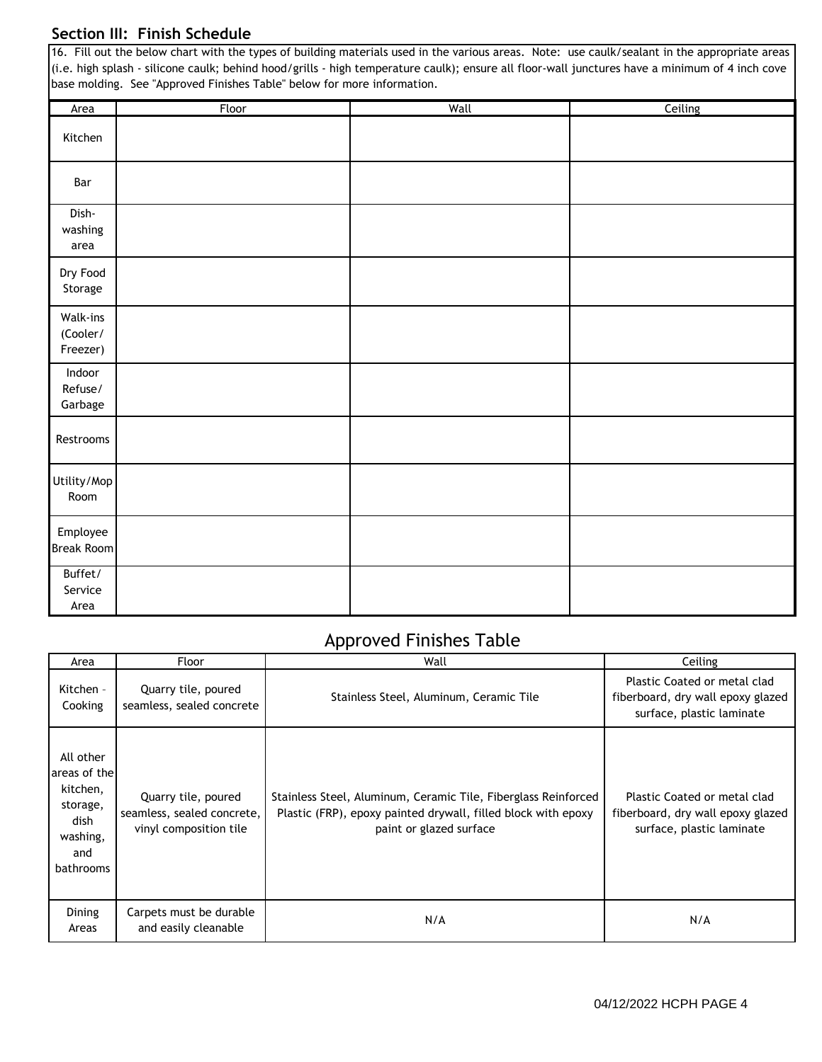## Section III: Finish Schedule

16. Fill out the below chart with the types of building materials used in the various areas. Note: use caulk/sealant in the appropriate areas (i.e. high splash - silicone caulk; behind hood/grills - high temperature caulk); ensure all floor-wall junctures have a minimum of 4 inch cove base molding. See "Approved Finishes Table" below for more information.

| Area | Floor | Wall | Ceiling |
|---|---|---|---|
| Kitchen | | | |
| Bar | | | |
| Dish-washing area | | | |
| Dry Food Storage | | | |
| Walk-ins (Cooler/ Freezer) | | | |
| Indoor Refuse/ Garbage | | | |
| Restrooms | | | |
| Utility/Mop Room | | | |
| Employee Break Room | | | |
| Buffet/ Service Area | | | |

## Approved Finishes Table

| Area | Floor | Wall | Ceiling |
|---|---|---|---|
| Kitchen - Cooking | Quarry tile, poured seamless, sealed concrete | Stainless Steel, Aluminum, Ceramic Tile | Plastic Coated or metal clad fiberboard, dry wall epoxy glazed surface, plastic laminate |
| All other areas of the kitchen, storage, dish washing, and bathrooms | Quarry tile, poured seamless, sealed concrete, vinyl composition tile | Stainless Steel, Aluminum, Ceramic Tile, Fiberglass Reinforced Plastic (FRP), epoxy painted drywall, filled block with epoxy paint or glazed surface | Plastic Coated or metal clad fiberboard, dry wall epoxy glazed surface, plastic laminate |
| Dining Areas | Carpets must be durable and easily cleanable | N/A | N/A |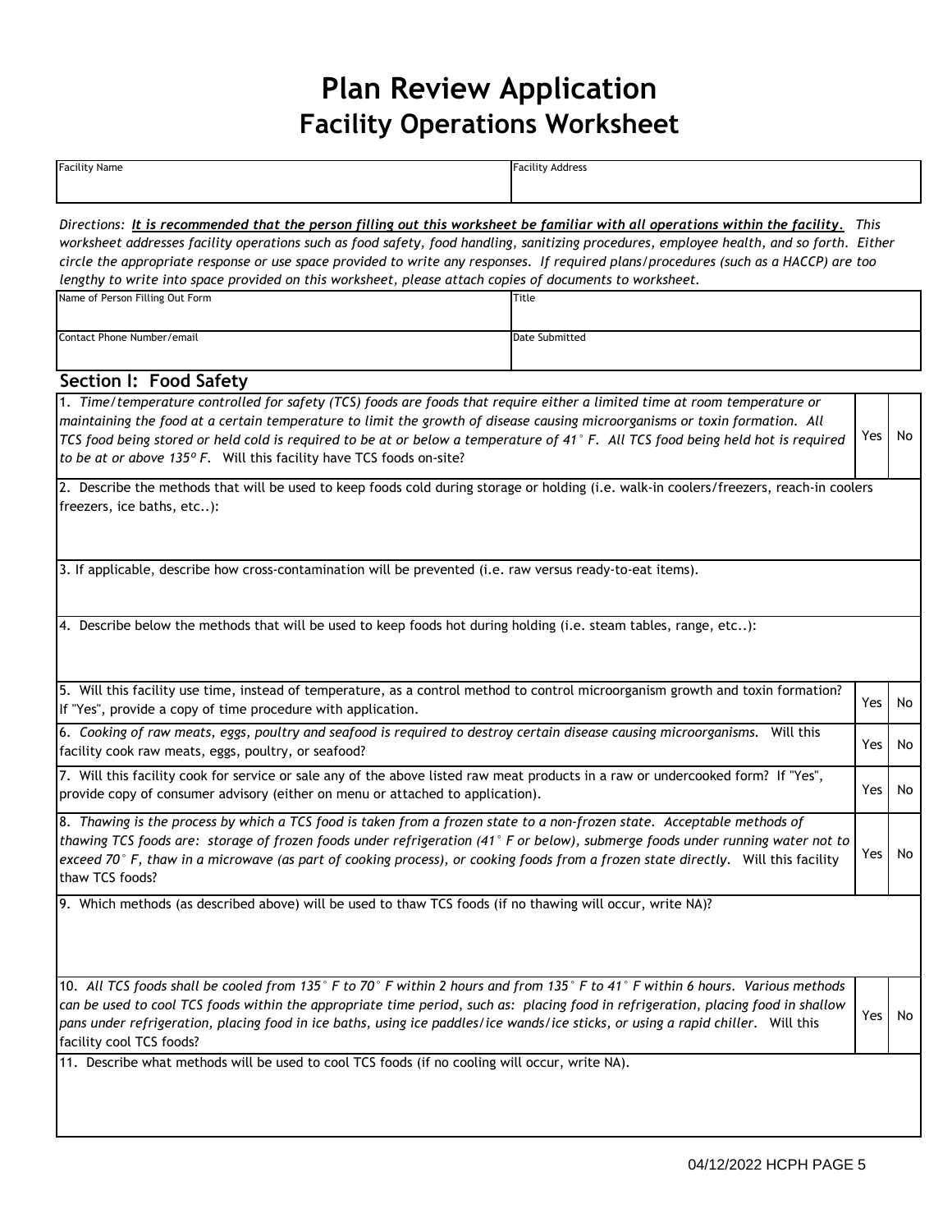# Plan Review Application

## Facility Operations Worksheet

| Facility Name | Facility Address |
|---|---|
| | |

*Directions: **It is recommended that the person filling out this worksheet be familiar with all operations within the facility.** This worksheet addresses facility operations such as food safety, food handling, sanitizing procedures, employee health, and so forth. Either circle the appropriate response or use space provided to write any responses. If required plans/procedures (such as a HACCP) are too lengthy to write into space provided on this worksheet, please attach copies of documents to worksheet.*

| Name of Person Filling Out Form | Title |
|---|---|
| | |
| **Contact Phone Number/email** | **Date Submitted** |
| | |

### Section I: Food Safety

| Question | | |
|---|---|---|
| 1. *Time/temperature controlled for safety (TCS) foods are foods that require either a limited time at room temperature or maintaining the food at a certain temperature to limit the growth of disease causing microorganisms or toxin formation. All TCS food being stored or held cold is required to be at or below a temperature of 41° F. All TCS food being held hot is required to be at or above 135º F.* Will this facility have TCS foods on-site? | Yes | No |
| 2. Describe the methods that will be used to keep foods cold during storage or holding (i.e. walk-in coolers/freezers, reach-in coolers freezers, ice baths, etc..): | | |
| 3. If applicable, describe how cross-contamination will be prevented (i.e. raw versus ready-to-eat items). | | |
| 4. Describe below the methods that will be used to keep foods hot during holding (i.e. steam tables, range, etc..): | | |
| 5. Will this facility use time, instead of temperature, as a control method to control microorganism growth and toxin formation? If "Yes", provide a copy of time procedure with application. | Yes | No |
| 6. *Cooking of raw meats, eggs, poultry and seafood is required to destroy certain disease causing microorganisms.* Will this facility cook raw meats, eggs, poultry, or seafood? | Yes | No |
| 7. Will this facility cook for service or sale any of the above listed raw meat products in a raw or undercooked form? If "Yes", provide copy of consumer advisory (either on menu or attached to application). | Yes | No |
| 8. *Thawing is the process by which a TCS food is taken from a frozen state to a non-frozen state. Acceptable methods of thawing TCS foods are: storage of frozen foods under refrigeration (41° F or below), submerge foods under running water not to exceed 70° F, thaw in a microwave (as part of cooking process), or cooking foods from a frozen state directly.* Will this facility thaw TCS foods? | Yes | No |
| 9. Which methods (as described above) will be used to thaw TCS foods (if no thawing will occur, write NA)? | | |
| 10. *All TCS foods shall be cooled from 135° F to 70° F within 2 hours and from 135° F to 41° F within 6 hours. Various methods can be used to cool TCS foods within the appropriate time period, such as: placing food in refrigeration, placing food in shallow pans under refrigeration, placing food in ice baths, using ice paddles/ice wands/ice sticks, or using a rapid chiller.* Will this facility cool TCS foods? | Yes | No |
| 11. Describe what methods will be used to cool TCS foods (if no cooling will occur, write NA). | | |

04/12/2022 HCPH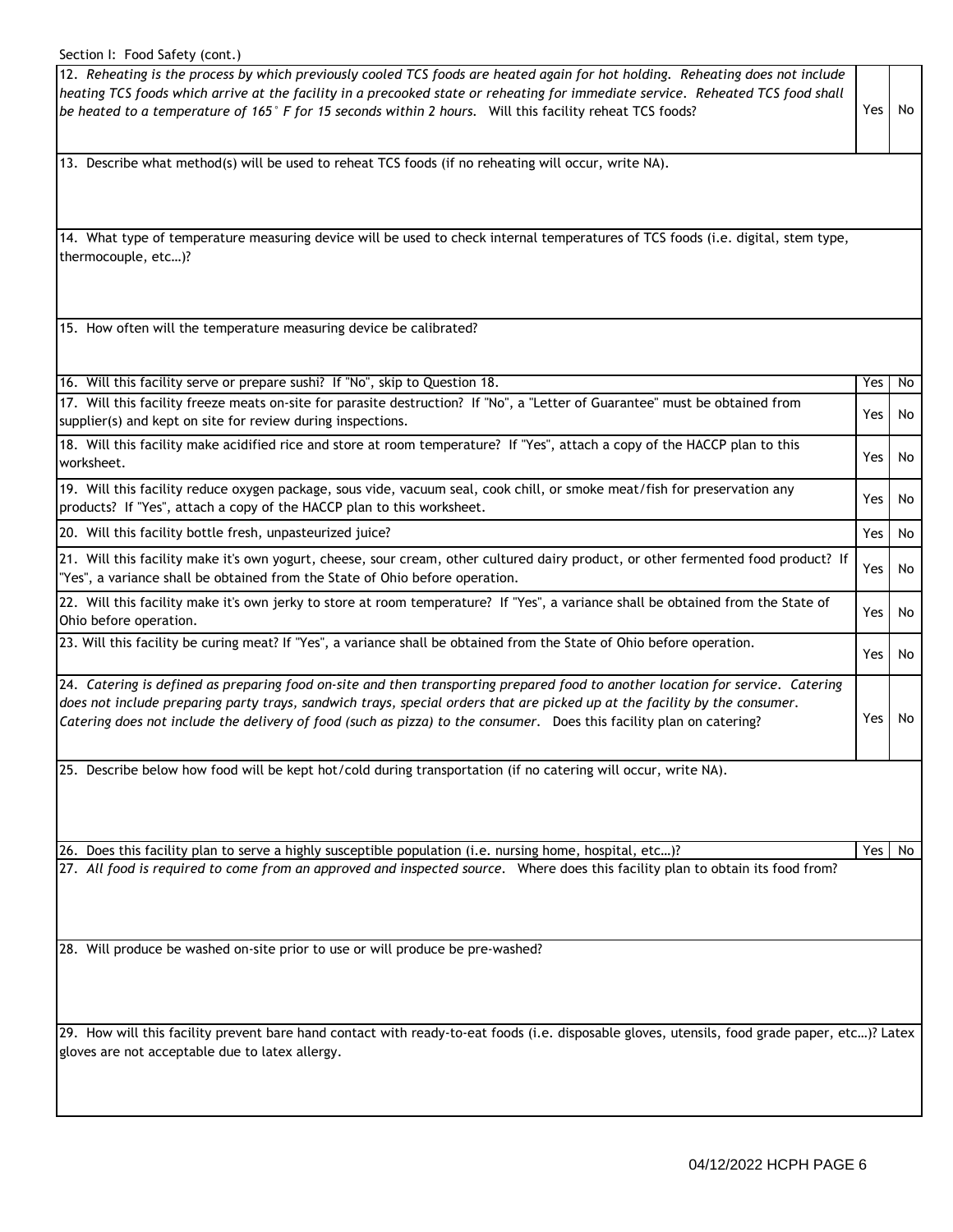Section I: Food Safety (cont.)

| Question | Yes | No |
|---|---|---|
| 12. *Reheating is the process by which previously cooled TCS foods are heated again for hot holding. Reheating does not include heating TCS foods which arrive at the facility in a precooked state or reheating for immediate service. Reheated TCS food shall be heated to a temperature of 165° F for 15 seconds within 2 hours.* Will this facility reheat TCS foods? | Yes | No |
| 13. Describe what method(s) will be used to reheat TCS foods (if no reheating will occur, write NA). | | |
| 14. What type of temperature measuring device will be used to check internal temperatures of TCS foods (i.e. digital, stem type, thermocouple, etc…)? | | |
| 15. How often will the temperature measuring device be calibrated? | | |
| 16. Will this facility serve or prepare sushi? If "No", skip to Question 18. | Yes | No |
| 17. Will this facility freeze meats on-site for parasite destruction? If "No", a "Letter of Guarantee" must be obtained from supplier(s) and kept on site for review during inspections. | Yes | No |
| 18. Will this facility make acidified rice and store at room temperature? If "Yes", attach a copy of the HACCP plan to this worksheet. | Yes | No |
| 19. Will this facility reduce oxygen package, sous vide, vacuum seal, cook chill, or smoke meat/fish for preservation any products? If "Yes", attach a copy of the HACCP plan to this worksheet. | Yes | No |
| 20. Will this facility bottle fresh, unpasteurized juice? | Yes | No |
| 21. Will this facility make it's own yogurt, cheese, sour cream, other cultured dairy product, or other fermented food product? If "Yes", a variance shall be obtained from the State of Ohio before operation. | Yes | No |
| 22. Will this facility make it's own jerky to store at room temperature? If "Yes", a variance shall be obtained from the State of Ohio before operation. | Yes | No |
| 23. Will this facility be curing meat? If "Yes", a variance shall be obtained from the State of Ohio before operation. | Yes | No |
| 24. *Catering is defined as preparing food on-site and then transporting prepared food to another location for service. Catering does not include preparing party trays, sandwich trays, special orders that are picked up at the facility by the consumer. Catering does not include the delivery of food (such as pizza) to the consumer.* Does this facility plan on catering? | Yes | No |
| 25. Describe below how food will be kept hot/cold during transportation (if no catering will occur, write NA). | | |
| 26. Does this facility plan to serve a highly susceptible population (i.e. nursing home, hospital, etc…)? | Yes | No |
| 27. *All food is required to come from an approved and inspected source.* Where does this facility plan to obtain its food from? | | |
| 28. Will produce be washed on-site prior to use or will produce be pre-washed? | | |
| 29. How will this facility prevent bare hand contact with ready-to-eat foods (i.e. disposable gloves, utensils, food grade paper, etc…)? Latex gloves are not acceptable due to latex allergy. | | |

04/12/2022 HCPH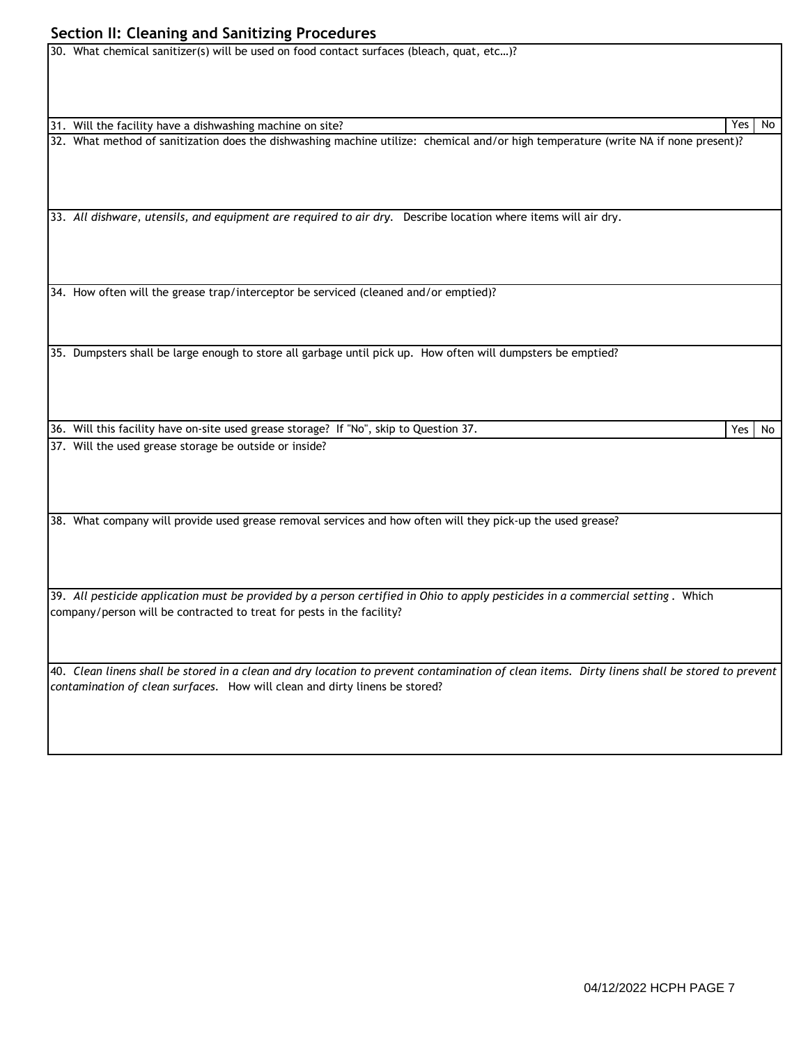## Section II: Cleaning and Sanitizing Procedures

30. What chemical sanitizer(s) will be used on food contact surfaces (bleach, quat, etc…)?

31. Will the facility have a dishwashing machine on site? Yes No

32. What method of sanitization does the dishwashing machine utilize: chemical and/or high temperature (write NA if none present)?

33. *All dishware, utensils, and equipment are required to air dry.* Describe location where items will air dry.

34. How often will the grease trap/interceptor be serviced (cleaned and/or emptied)?

35. Dumpsters shall be large enough to store all garbage until pick up. How often will dumpsters be emptied?

36. Will this facility have on-site used grease storage? If "No", skip to Question 37. Yes No

37. Will the used grease storage be outside or inside?

38. What company will provide used grease removal services and how often will they pick-up the used grease?

39. *All pesticide application must be provided by a person certified in Ohio to apply pesticides in a commercial setting .* Which company/person will be contracted to treat for pests in the facility?

40. *Clean linens shall be stored in a clean and dry location to prevent contamination of clean items. Dirty linens shall be stored to prevent contamination of clean surfaces.* How will clean and dirty linens be stored?